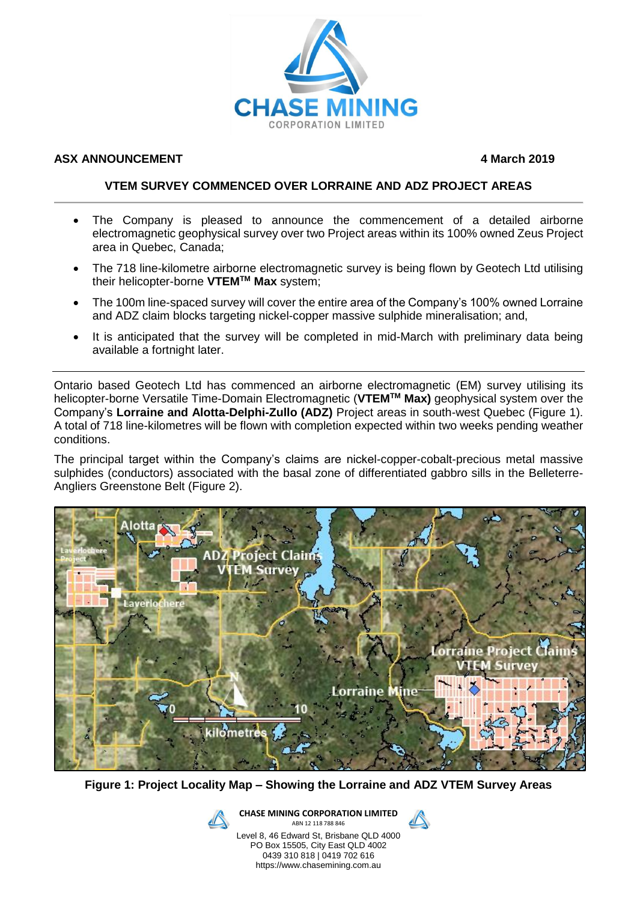**ASX ANNOUNCEMENT** **4 March 2019**

## VTEM SURVEY COMMENCED OVER LORRAINE AND ADZ PROJECT AREAS

- The Company is pleased to announce the commencement of a detailed airborne electromagnetic geophysical survey over two Project areas within its 100% owned Zeus Project area in Quebec, Canada;
- The 718 line-kilometre airborne electromagnetic survey is being flown by Geotech Ltd utilising their helicopter-borne **VTEM$^{TM}$ Max** system;
- The 100m line-spaced survey will cover the entire area of the Company's 100% owned Lorraine and ADZ claim blocks targeting nickel-copper massive sulphide mineralisation; and,
- It is anticipated that the survey will be completed in mid-March with preliminary data being available a fortnight later.

Ontario based Geotech Ltd has commenced an airborne electromagnetic (EM) survey utilising its helicopter-borne Versatile Time-Domain Electromagnetic (**VTEM$^{TM}$ Max)** geophysical system over the Company's **Lorraine and Alotta-Delphi-Zullo (ADZ)** Project areas in south-west Quebec (Figure 1). A total of 718 line-kilometres will be flown with completion expected within two weeks pending weather conditions.

The principal target within the Company's claims are nickel-copper-cobalt-precious metal massive sulphides (conductors) associated with the basal zone of differentiated gabbro sills in the Belleterre-Angliers Greenstone Belt (Figure 2).

**Figure 1: Project Locality Map – Showing the Lorraine and ADZ VTEM Survey Areas**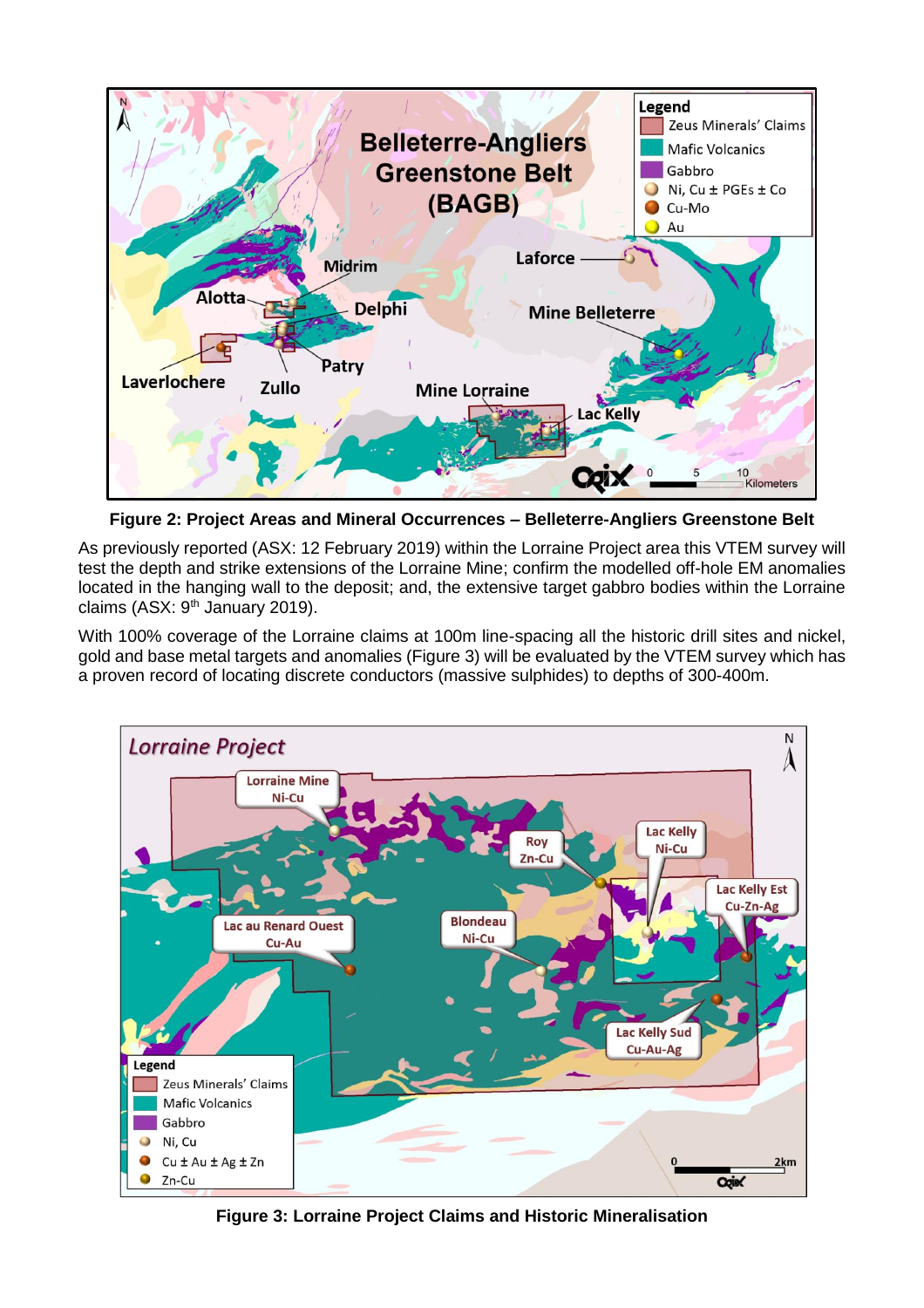**Figure 2: Project Areas and Mineral Occurrences – Belleterre-Angliers Greenstone Belt**

As previously reported (ASX: 12 February 2019) within the Lorraine Project area this VTEM survey will test the depth and strike extensions of the Lorraine Mine; confirm the modelled off-hole EM anomalies located in the hanging wall to the deposit; and, the extensive target gabbro bodies within the Lorraine claims (ASX: 9th January 2019).

With 100% coverage of the Lorraine claims at 100m line-spacing all the historic drill sites and nickel, gold and base metal targets and anomalies (Figure 3) will be evaluated by the VTEM survey which has a proven record of locating discrete conductors (massive sulphides) to depths of 300-400m.

**Figure 3: Lorraine Project Claims and Historic Mineralisation**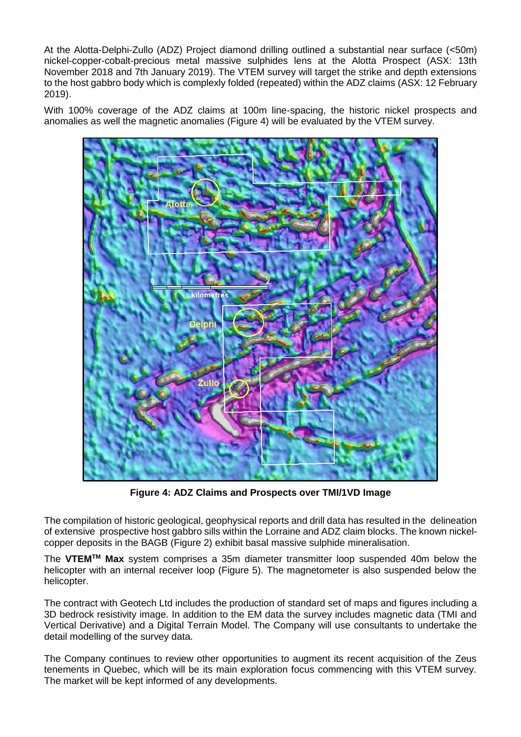At the Alotta-Delphi-Zullo (ADZ) Project diamond drilling outlined a substantial near surface (<50m) nickel-copper-cobalt-precious metal massive sulphides lens at the Alotta Prospect (ASX: 13th November 2018 and 7th January 2019). The VTEM survey will target the strike and depth extensions to the host gabbro body which is complexly folded (repeated) within the ADZ claims (ASX: 12 February 2019).

With 100% coverage of the ADZ claims at 100m line-spacing, the historic nickel prospects and anomalies as well the magnetic anomalies (Figure 4) will be evaluated by the VTEM survey.

**Figure 4: ADZ Claims and Prospects over TMI/1VD Image**

The compilation of historic geological, geophysical reports and drill data has resulted in the delineation of extensive prospective host gabbro sills within the Lorraine and ADZ claim blocks. The known nickel-copper deposits in the BAGB (Figure 2) exhibit basal massive sulphide mineralisation.

The **VTEM[TM] Max** system comprises a 35m diameter transmitter loop suspended 40m below the helicopter with an internal receiver loop (Figure 5). The magnetometer is also suspended below the helicopter.

The contract with Geotech Ltd includes the production of standard set of maps and figures including a 3D bedrock resistivity image. In addition to the EM data the survey includes magnetic data (TMI and Vertical Derivative) and a Digital Terrain Model. The Company will use consultants to undertake the detail modelling of the survey data.

The Company continues to review other opportunities to augment its recent acquisition of the Zeus tenements in Quebec, which will be its main exploration focus commencing with this VTEM survey. The market will be kept informed of any developments.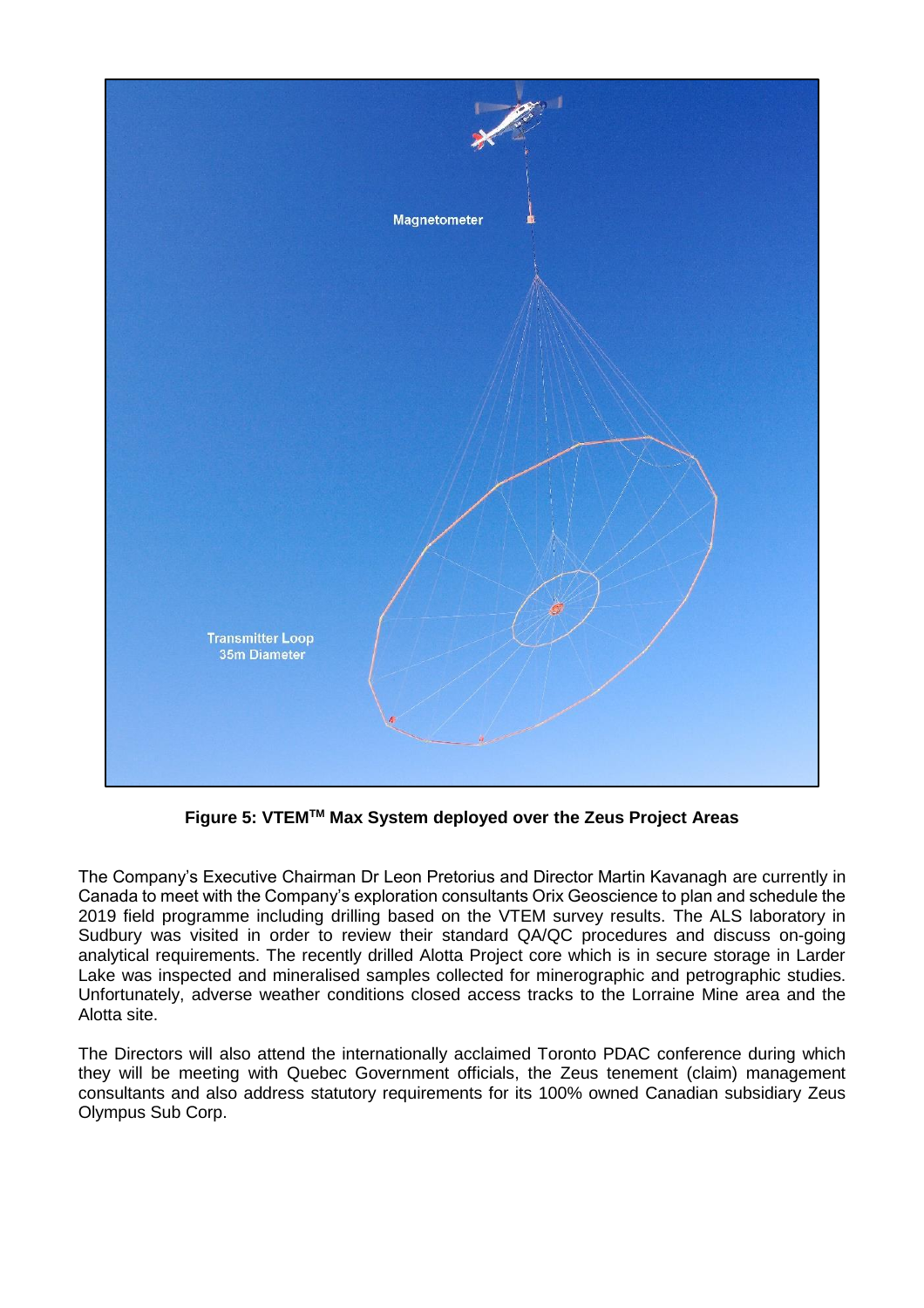**Figure 5: VTEM[TM] Max System deployed over the Zeus Project Areas**

The Company's Executive Chairman Dr Leon Pretorius and Director Martin Kavanagh are currently in Canada to meet with the Company's exploration consultants Orix Geoscience to plan and schedule the 2019 field programme including drilling based on the VTEM survey results. The ALS laboratory in Sudbury was visited in order to review their standard QA/QC procedures and discuss on-going analytical requirements. The recently drilled Alotta Project core which is in secure storage in Larder Lake was inspected and mineralised samples collected for minerographic and petrographic studies. Unfortunately, adverse weather conditions closed access tracks to the Lorraine Mine area and the Alotta site.

The Directors will also attend the internationally acclaimed Toronto PDAC conference during which they will be meeting with Quebec Government officials, the Zeus tenement (claim) management consultants and also address statutory requirements for its 100% owned Canadian subsidiary Zeus Olympus Sub Corp.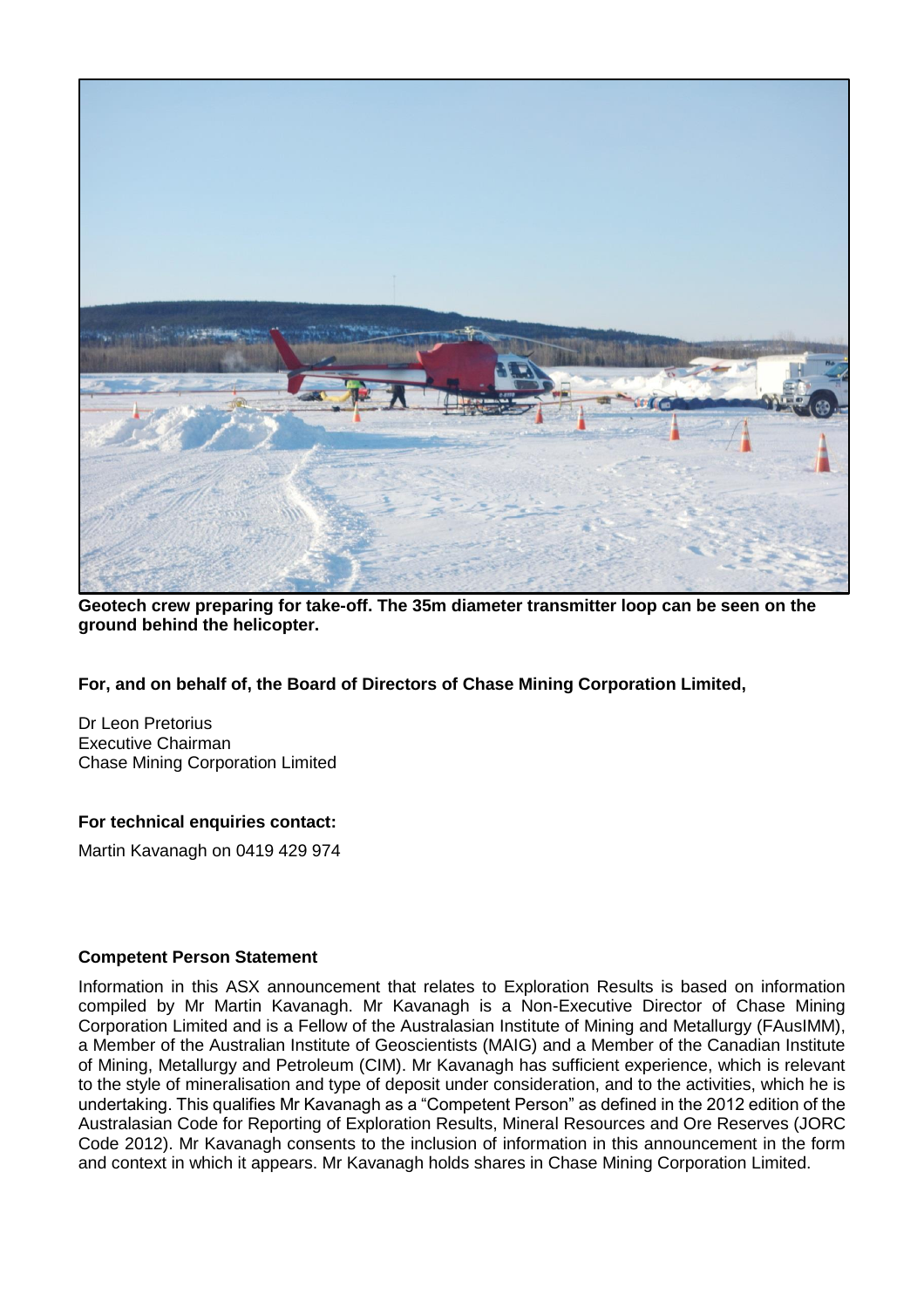**Geotech crew preparing for take-off. The 35m diameter transmitter loop can be seen on the ground behind the helicopter.**

**For, and on behalf of, the Board of Directors of Chase Mining Corporation Limited,**

Dr Leon Pretorius
Executive Chairman
Chase Mining Corporation Limited

**For technical enquiries contact:**

Martin Kavanagh on 0419 429 974

**Competent Person Statement**

Information in this ASX announcement that relates to Exploration Results is based on information compiled by Mr Martin Kavanagh. Mr Kavanagh is a Non-Executive Director of Chase Mining Corporation Limited and is a Fellow of the Australasian Institute of Mining and Metallurgy (FAusIMM), a Member of the Australian Institute of Geoscientists (MAIG) and a Member of the Canadian Institute of Mining, Metallurgy and Petroleum (CIM). Mr Kavanagh has sufficient experience, which is relevant to the style of mineralisation and type of deposit under consideration, and to the activities, which he is undertaking. This qualifies Mr Kavanagh as a "Competent Person" as defined in the 2012 edition of the Australasian Code for Reporting of Exploration Results, Mineral Resources and Ore Reserves (JORC Code 2012). Mr Kavanagh consents to the inclusion of information in this announcement in the form and context in which it appears. Mr Kavanagh holds shares in Chase Mining Corporation Limited.